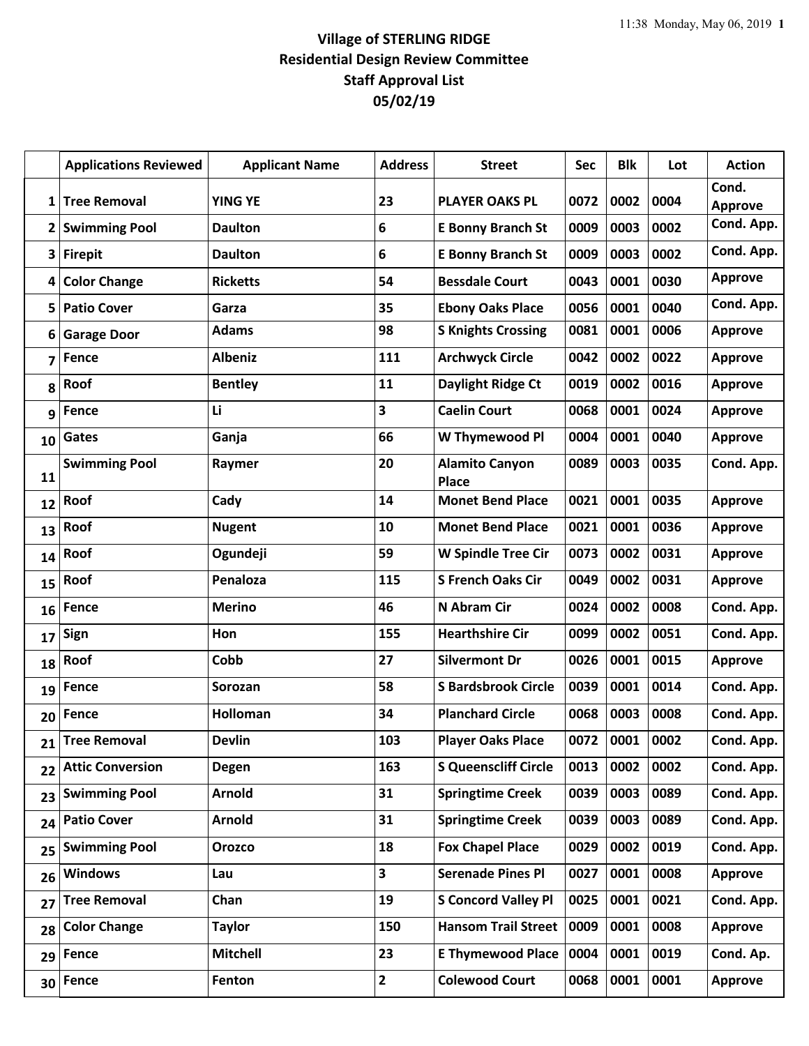# Village of STERLING RIDGE
## Residential Design Review Committee
## Staff Approval List
## 05/02/19

| | Applications Reviewed | Applicant Name | Address | Street | Sec | Blk | Lot | Action |
|---|---|---|---|---|---|---|---|---|
| 1 | Tree Removal | YING YE | 23 | PLAYER OAKS PL | 0072 | 0002 | 0004 | Cond. Approve |
| 2 | Swimming Pool | Daulton | 6 | E Bonny Branch St | 0009 | 0003 | 0002 | Cond. App. |
| 3 | Firepit | Daulton | 6 | E Bonny Branch St | 0009 | 0003 | 0002 | Cond. App. |
| 4 | Color Change | Ricketts | 54 | Bessdale Court | 0043 | 0001 | 0030 | Approve |
| 5 | Patio Cover | Garza | 35 | Ebony Oaks Place | 0056 | 0001 | 0040 | Cond. App. |
| 6 | Garage Door | Adams | 98 | S Knights Crossing | 0081 | 0001 | 0006 | Approve |
| 7 | Fence | Albeniz | 111 | Archwyck Circle | 0042 | 0002 | 0022 | Approve |
| 8 | Roof | Bentley | 11 | Daylight Ridge Ct | 0019 | 0002 | 0016 | Approve |
| 9 | Fence | Li | 3 | Caelin Court | 0068 | 0001 | 0024 | Approve |
| 10 | Gates | Ganja | 66 | W Thymewood Pl | 0004 | 0001 | 0040 | Approve |
| 11 | Swimming Pool | Raymer | 20 | Alamito Canyon Place | 0089 | 0003 | 0035 | Cond. App. |
| 12 | Roof | Cady | 14 | Monet Bend Place | 0021 | 0001 | 0035 | Approve |
| 13 | Roof | Nugent | 10 | Monet Bend Place | 0021 | 0001 | 0036 | Approve |
| 14 | Roof | Ogundeji | 59 | W Spindle Tree Cir | 0073 | 0002 | 0031 | Approve |
| 15 | Roof | Penaloza | 115 | S French Oaks Cir | 0049 | 0002 | 0031 | Approve |
| 16 | Fence | Merino | 46 | N Abram Cir | 0024 | 0002 | 0008 | Cond. App. |
| 17 | Sign | Hon | 155 | Hearthshire Cir | 0099 | 0002 | 0051 | Cond. App. |
| 18 | Roof | Cobb | 27 | Silvermont Dr | 0026 | 0001 | 0015 | Approve |
| 19 | Fence | Sorozan | 58 | S Bardsbrook Circle | 0039 | 0001 | 0014 | Cond. App. |
| 20 | Fence | Holloman | 34 | Planchard Circle | 0068 | 0003 | 0008 | Cond. App. |
| 21 | Tree Removal | Devlin | 103 | Player Oaks Place | 0072 | 0001 | 0002 | Cond. App. |
| 22 | Attic Conversion | Degen | 163 | S Queenscliff Circle | 0013 | 0002 | 0002 | Cond. App. |
| 23 | Swimming Pool | Arnold | 31 | Springtime Creek | 0039 | 0003 | 0089 | Cond. App. |
| 24 | Patio Cover | Arnold | 31 | Springtime Creek | 0039 | 0003 | 0089 | Cond. App. |
| 25 | Swimming Pool | Orozco | 18 | Fox Chapel Place | 0029 | 0002 | 0019 | Cond. App. |
| 26 | Windows | Lau | 3 | Serenade Pines Pl | 0027 | 0001 | 0008 | Approve |
| 27 | Tree Removal | Chan | 19 | S Concord Valley Pl | 0025 | 0001 | 0021 | Cond. App. |
| 28 | Color Change | Taylor | 150 | Hansom Trail Street | 0009 | 0001 | 0008 | Approve |
| 29 | Fence | Mitchell | 23 | E Thymewood Place | 0004 | 0001 | 0019 | Cond. Ap. |
| 30 | Fence | Fenton | 2 | Colewood Court | 0068 | 0001 | 0001 | Approve |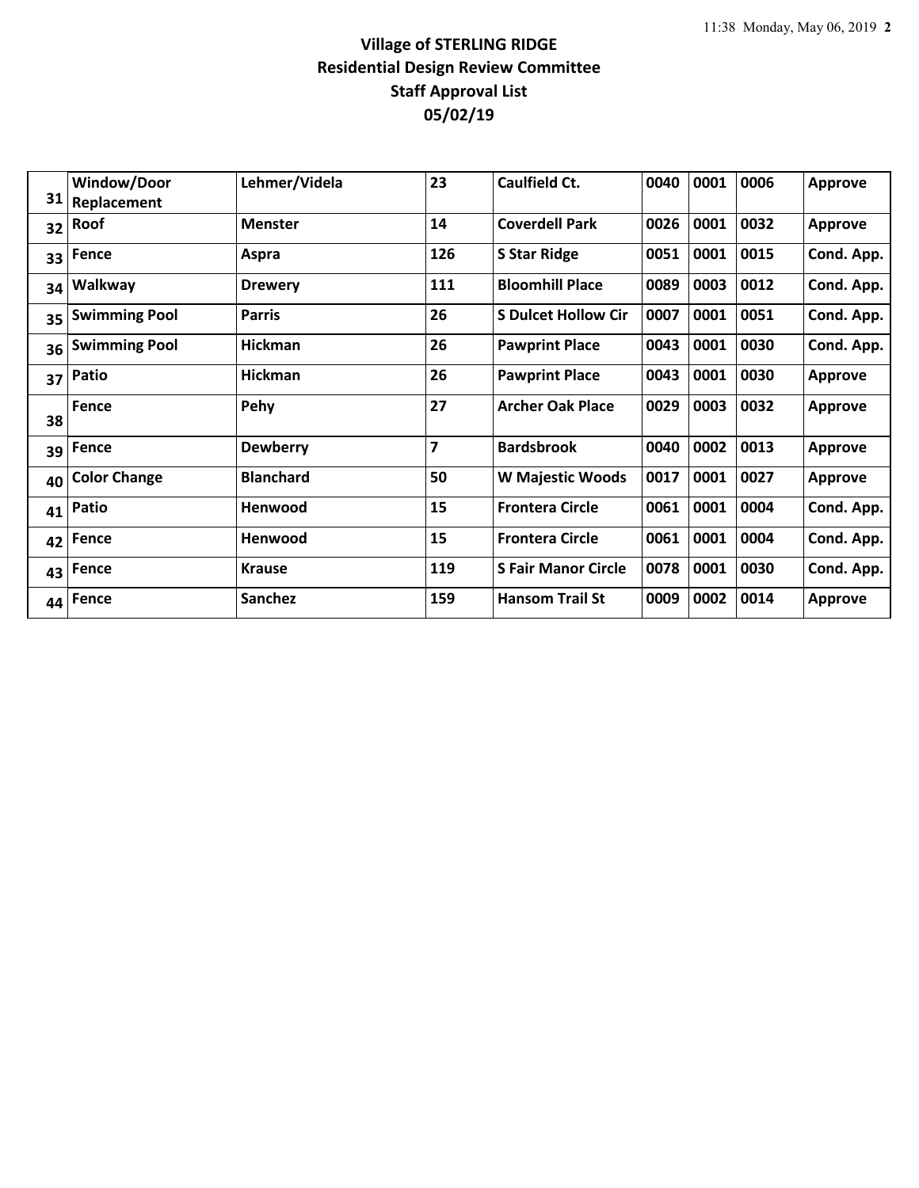## Village of STERLING RIDGE
## Residential Design Review Committee
## Staff Approval List
## 05/02/19

| | | | | | | | | |
|---|---|---|---|---|---|---|---|---|
| 31 | **Window/Door Replacement** | **Lehmer/Videla** | **23** | **Caulfield Ct.** | **0040** | **0001** | **0006** | **Approve** |
| 32 | **Roof** | **Menster** | **14** | **Coverdell Park** | **0026** | **0001** | **0032** | **Approve** |
| 33 | **Fence** | **Aspra** | **126** | **S Star Ridge** | **0051** | **0001** | **0015** | **Cond. App.** |
| 34 | **Walkway** | **Drewery** | **111** | **Bloomhill Place** | **0089** | **0003** | **0012** | **Cond. App.** |
| 35 | **Swimming Pool** | **Parris** | **26** | **S Dulcet Hollow Cir** | **0007** | **0001** | **0051** | **Cond. App.** |
| 36 | **Swimming Pool** | **Hickman** | **26** | **Pawprint Place** | **0043** | **0001** | **0030** | **Cond. App.** |
| 37 | **Patio** | **Hickman** | **26** | **Pawprint Place** | **0043** | **0001** | **0030** | **Approve** |
| 38 | **Fence** | **Pehy** | **27** | **Archer Oak Place** | **0029** | **0003** | **0032** | **Approve** |
| 39 | **Fence** | **Dewberry** | **7** | **Bardsbrook** | **0040** | **0002** | **0013** | **Approve** |
| 40 | **Color Change** | **Blanchard** | **50** | **W Majestic Woods** | **0017** | **0001** | **0027** | **Approve** |
| 41 | **Patio** | **Henwood** | **15** | **Frontera Circle** | **0061** | **0001** | **0004** | **Cond. App.** |
| 42 | **Fence** | **Henwood** | **15** | **Frontera Circle** | **0061** | **0001** | **0004** | **Cond. App.** |
| 43 | **Fence** | **Krause** | **119** | **S Fair Manor Circle** | **0078** | **0001** | **0030** | **Cond. App.** |
| 44 | **Fence** | **Sanchez** | **159** | **Hansom Trail St** | **0009** | **0002** | **0014** | **Approve** |